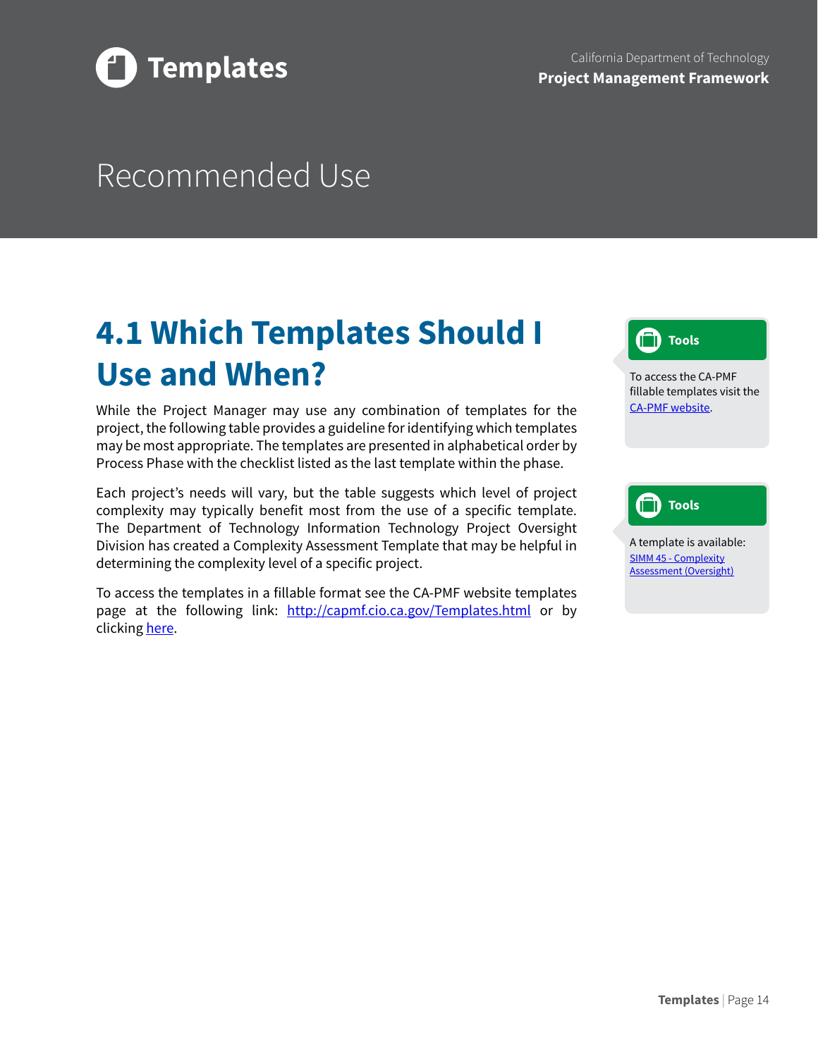# Recommended Use

## 4.1 Which Templates Should I Use and When?

While the Project Manager may use any combination of templates for the project, the following table provides a guideline for identifying which templates may be most appropriate. The templates are presented in alphabetical order by Process Phase with the checklist listed as the last template within the phase.

Each project's needs will vary, but the table suggests which level of project complexity may typically benefit most from the use of a specific template. The Department of Technology Information Technology Project Oversight Division has created a Complexity Assessment Template that may be helpful in determining the complexity level of a specific project.

To access the templates in a fillable format see the CA-PMF website templates page at the following link: [http://capmf.cio.ca.gov/Templates.html](http://capmf.cio.ca.gov/Templates.html) or by clicking here.

> **Tools**
>
> To access the CA-PMF fillable templates visit the CA-PMF website.

> **Tools**
>
> A template is available: SIMM 45 - Complexity Assessment (Oversight)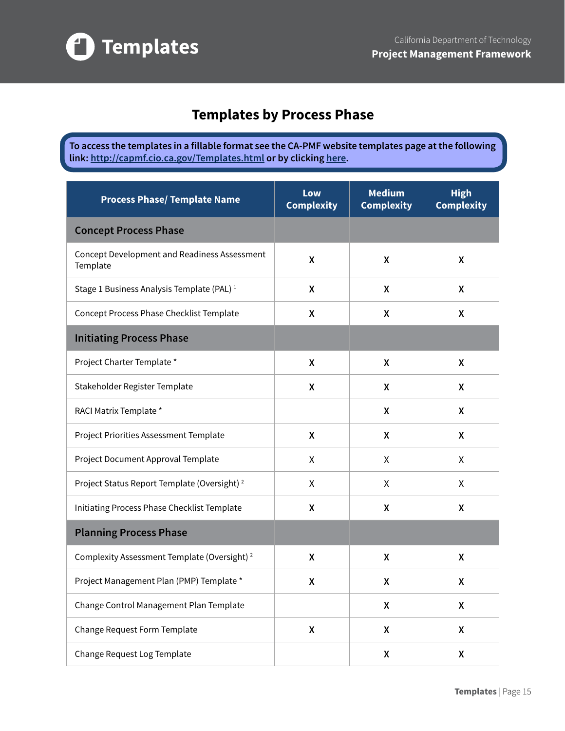## Templates by Process Phase

**To access the templates in a fillable format see the CA-PMF website templates page at the following link: [http://capmf.cio.ca.gov/Templates.html](http://capmf.cio.ca.gov/Templates.html) or by clicking [here](http://capmf.cio.ca.gov/Templates.html).**

| Process Phase/ Template Name | Low Complexity | Medium Complexity | High Complexity |
|---|---|---|---|
| **Concept Process Phase** | | | |
| Concept Development and Readiness Assessment Template | X | X | X |
| Stage 1 Business Analysis Template (PAL) [1] | X | X | X |
| Concept Process Phase Checklist Template | X | X | X |
| **Initiating Process Phase** | | | |
| Project Charter Template * | X | X | X |
| Stakeholder Register Template | X | X | X |
| RACI Matrix Template * | | X | X |
| Project Priorities Assessment Template | X | X | X |
| Project Document Approval Template | X | X | X |
| Project Status Report Template (Oversight) [2] | X | X | X |
| Initiating Process Phase Checklist Template | X | X | X |
| **Planning Process Phase** | | | |
| Complexity Assessment Template (Oversight) [2] | X | X | X |
| Project Management Plan (PMP) Template * | X | X | X |
| Change Control Management Plan Template | | X | X |
| Change Request Form Template | X | X | X |
| Change Request Log Template | | X | X |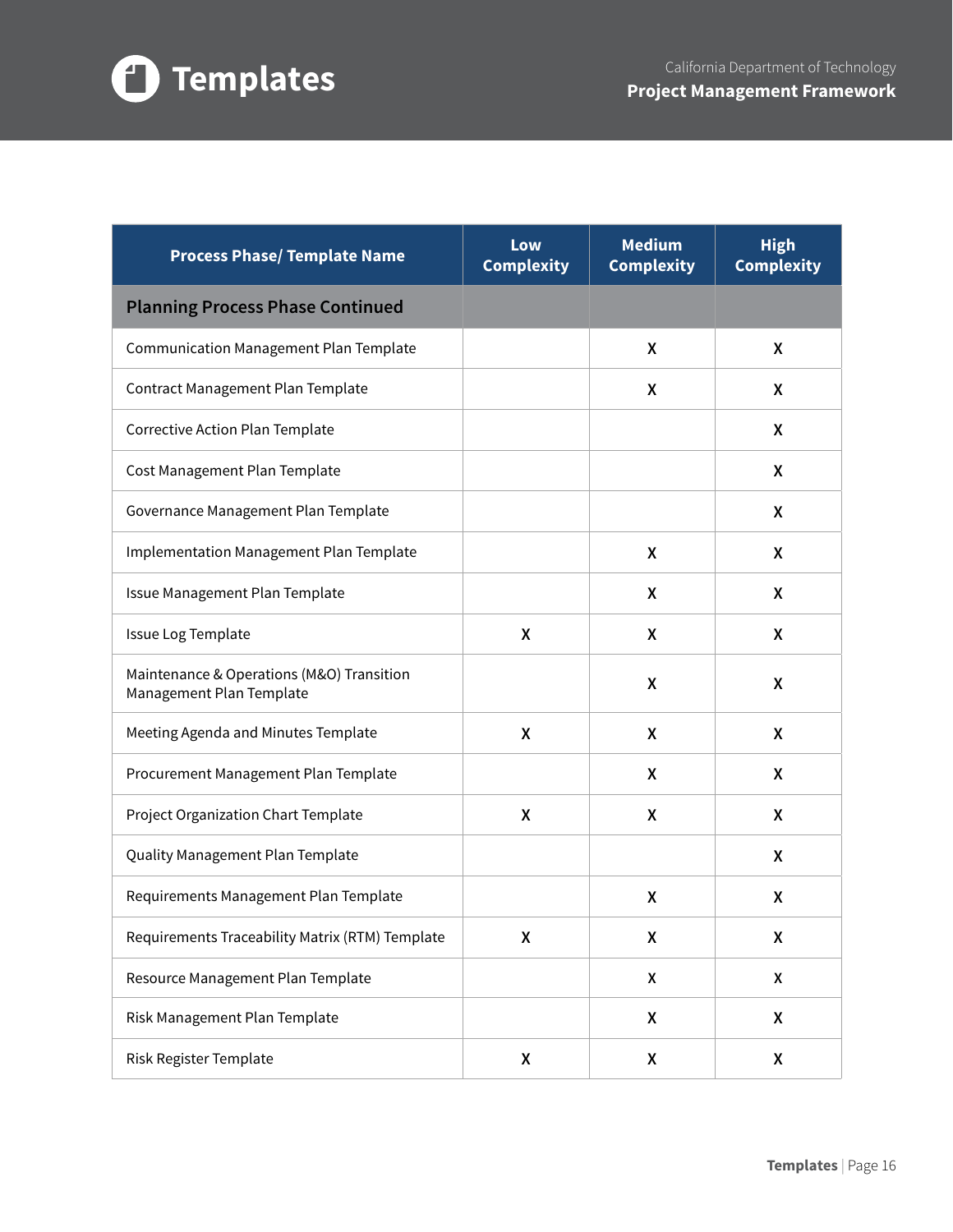| Process Phase/ Template Name | Low Complexity | Medium Complexity | High Complexity |
|---|---|---|---|
| **Planning Process Phase Continued** | | | |
| Communication Management Plan Template | | X | X |
| Contract Management Plan Template | | X | X |
| Corrective Action Plan Template | | | X |
| Cost Management Plan Template | | | X |
| Governance Management Plan Template | | | X |
| Implementation Management Plan Template | | X | X |
| Issue Management Plan Template | | X | X |
| Issue Log Template | X | X | X |
| Maintenance & Operations (M&O) Transition Management Plan Template | | X | X |
| Meeting Agenda and Minutes Template | X | X | X |
| Procurement Management Plan Template | | X | X |
| Project Organization Chart Template | X | X | X |
| Quality Management Plan Template | | | X |
| Requirements Management Plan Template | | X | X |
| Requirements Traceability Matrix (RTM) Template | X | X | X |
| Resource Management Plan Template | | X | X |
| Risk Management Plan Template | | X | X |
| Risk Register Template | X | X | X |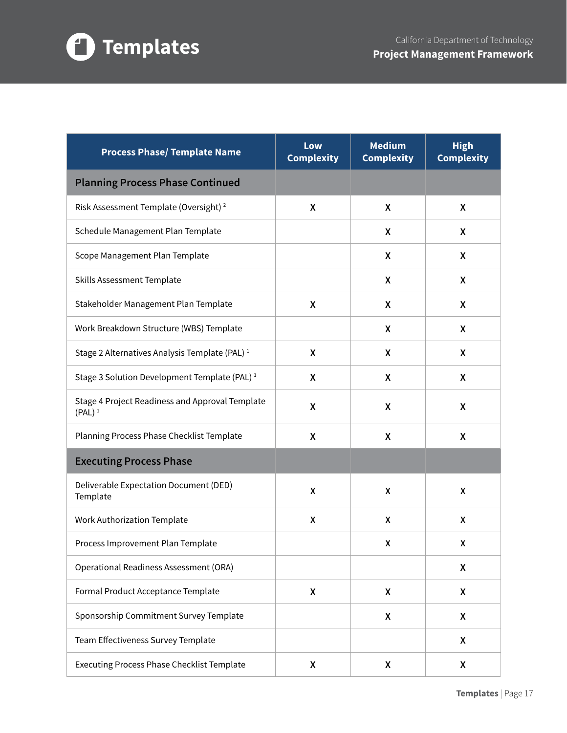| Process Phase/ Template Name | Low Complexity | Medium Complexity | High Complexity |
|---|---|---|---|
| **Planning Process Phase Continued** | | | |
| Risk Assessment Template (Oversight) [2] | X | X | X |
| Schedule Management Plan Template | | X | X |
| Scope Management Plan Template | | X | X |
| Skills Assessment Template | | X | X |
| Stakeholder Management Plan Template | X | X | X |
| Work Breakdown Structure (WBS) Template | | X | X |
| Stage 2 Alternatives Analysis Template (PAL) [1] | X | X | X |
| Stage 3 Solution Development Template (PAL) [1] | X | X | X |
| Stage 4 Project Readiness and Approval Template (PAL) [1] | X | X | X |
| Planning Process Phase Checklist Template | X | X | X |
| **Executing Process Phase** | | | |
| Deliverable Expectation Document (DED) Template | X | X | X |
| Work Authorization Template | X | X | X |
| Process Improvement Plan Template | | X | X |
| Operational Readiness Assessment (ORA) | | | X |
| Formal Product Acceptance Template | X | X | X |
| Sponsorship Commitment Survey Template | | X | X |
| Team Effectiveness Survey Template | | | X |
| Executing Process Phase Checklist Template | X | X | X |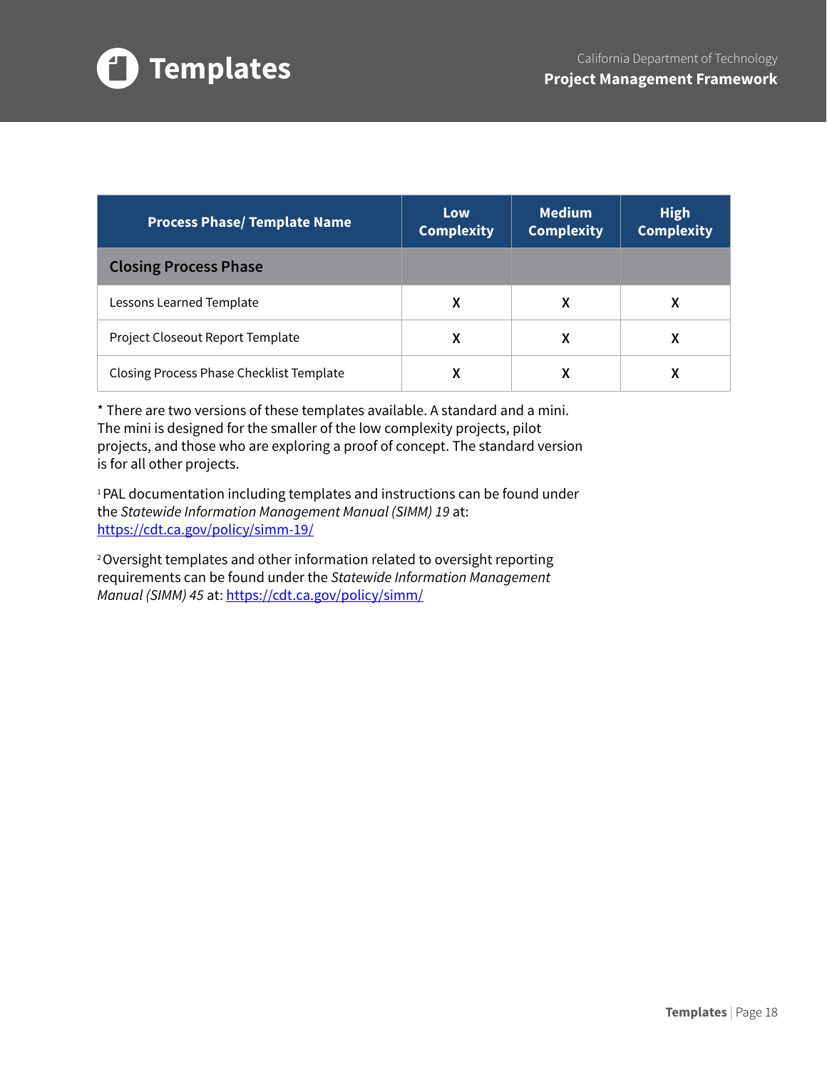| Process Phase/ Template Name | Low Complexity | Medium Complexity | High Complexity |
|---|---|---|---|
| **Closing Process Phase** | | | |
| Lessons Learned Template | X | X | X |
| Project Closeout Report Template | X | X | X |
| Closing Process Phase Checklist Template | X | X | X |

* There are two versions of these templates available. A standard and a mini. The mini is designed for the smaller of the low complexity projects, pilot projects, and those who are exploring a proof of concept. The standard version is for all other projects.

[1] PAL documentation including templates and instructions can be found under the *Statewide Information Management Manual (SIMM) 19* at: https://cdt.ca.gov/policy/simm-19/

[2] Oversight templates and other information related to oversight reporting requirements can be found under the *Statewide Information Management Manual (SIMM) 45* at: https://cdt.ca.gov/policy/simm/